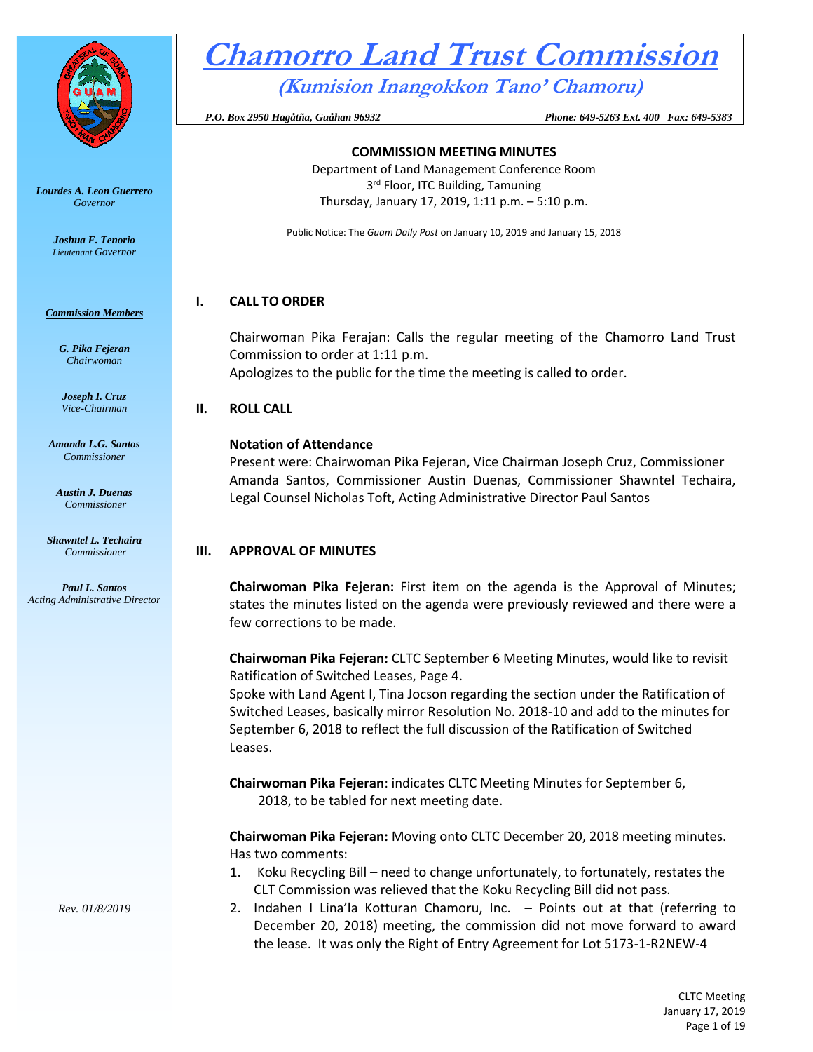# Chamorro Land Trust Commission

## (Kumision Inangokkon Tano' Chamoru)

*P.O. Box 2950 Hagåtña, Guåhan 96932* *Phone: 649-5263 Ext. 400 Fax: 649-5383*

***Lourdes A. Leon Guerrero***
*Governor*

***Joshua F. Tenorio***
*Lieutenant Governor*

***Commission Members***

***G. Pika Fejeran***
*Chairwoman*

***Joseph I. Cruz***
*Vice-Chairman*

***Amanda L.G. Santos***
*Commissioner*

***Austin J. Duenas***
*Commissioner*

***Shawntel L. Techaira***
*Commissioner*

***Paul L. Santos***
*Acting Administrative Director*

*Rev. 01/8/2019*

**COMMISSION MEETING MINUTES**

Department of Land Management Conference Room
3rd Floor, ITC Building, Tamuning
Thursday, January 17, 2019, 1:11 p.m. – 5:10 p.m.

Public Notice: The *Guam Daily Post* on January 10, 2019 and January 15, 2018

## I. CALL TO ORDER

Chairwoman Pika Ferajan: Calls the regular meeting of the Chamorro Land Trust Commission to order at 1:11 p.m.
Apologizes to the public for the time the meeting is called to order.

## II. ROLL CALL

**Notation of Attendance**
Present were: Chairwoman Pika Fejeran, Vice Chairman Joseph Cruz, Commissioner Amanda Santos, Commissioner Austin Duenas, Commissioner Shawntel Techaira, Legal Counsel Nicholas Toft, Acting Administrative Director Paul Santos

## III. APPROVAL OF MINUTES

**Chairwoman Pika Fejeran:** First item on the agenda is the Approval of Minutes; states the minutes listed on the agenda were previously reviewed and there were a few corrections to be made.

**Chairwoman Pika Fejeran:** CLTC September 6 Meeting Minutes, would like to revisit Ratification of Switched Leases, Page 4.
Spoke with Land Agent I, Tina Jocson regarding the section under the Ratification of Switched Leases, basically mirror Resolution No. 2018-10 and add to the minutes for September 6, 2018 to reflect the full discussion of the Ratification of Switched Leases.

**Chairwoman Pika Fejeran**: indicates CLTC Meeting Minutes for September 6, 2018, to be tabled for next meeting date.

**Chairwoman Pika Fejeran:** Moving onto CLTC December 20, 2018 meeting minutes. Has two comments:

1. Koku Recycling Bill – need to change unfortunately, to fortunately, restates the CLT Commission was relieved that the Koku Recycling Bill did not pass.
2. Indahen I Lina'la Kotturan Chamoru, Inc. – Points out at that (referring to December 20, 2018) meeting, the commission did not move forward to award the lease. It was only the Right of Entry Agreement for Lot 5173-1-R2NEW-4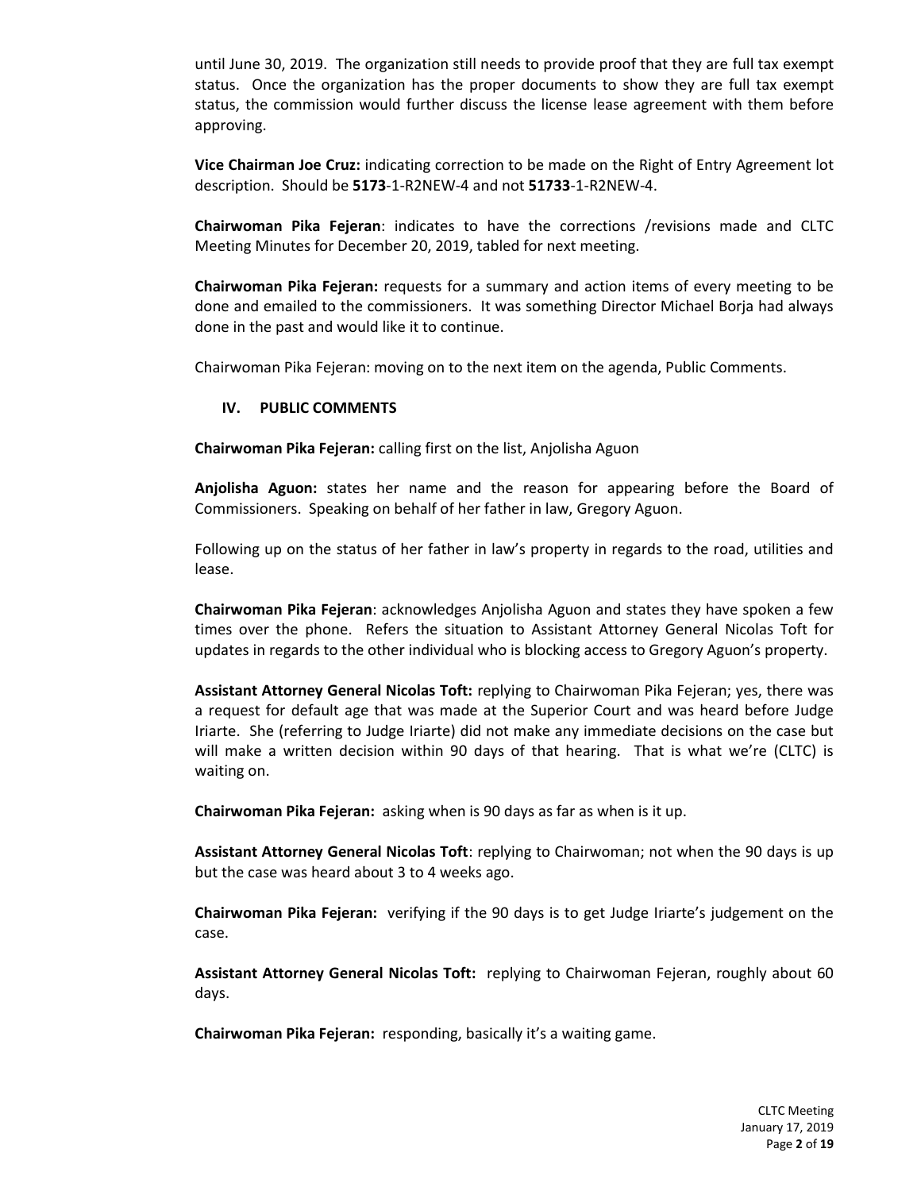until June 30, 2019. The organization still needs to provide proof that they are full tax exempt status. Once the organization has the proper documents to show they are full tax exempt status, the commission would further discuss the license lease agreement with them before approving.

**Vice Chairman Joe Cruz:** indicating correction to be made on the Right of Entry Agreement lot description. Should be **5173**-1-R2NEW-4 and not **51733**-1-R2NEW-4.

**Chairwoman Pika Fejeran**: indicates to have the corrections /revisions made and CLTC Meeting Minutes for December 20, 2019, tabled for next meeting.

**Chairwoman Pika Fejeran:** requests for a summary and action items of every meeting to be done and emailed to the commissioners. It was something Director Michael Borja had always done in the past and would like it to continue.

Chairwoman Pika Fejeran: moving on to the next item on the agenda, Public Comments.

## IV. PUBLIC COMMENTS

**Chairwoman Pika Fejeran:** calling first on the list, Anjolisha Aguon

**Anjolisha Aguon:** states her name and the reason for appearing before the Board of Commissioners. Speaking on behalf of her father in law, Gregory Aguon.

Following up on the status of her father in law's property in regards to the road, utilities and lease.

**Chairwoman Pika Fejeran**: acknowledges Anjolisha Aguon and states they have spoken a few times over the phone. Refers the situation to Assistant Attorney General Nicolas Toft for updates in regards to the other individual who is blocking access to Gregory Aguon's property.

**Assistant Attorney General Nicolas Toft:** replying to Chairwoman Pika Fejeran; yes, there was a request for default age that was made at the Superior Court and was heard before Judge Iriarte. She (referring to Judge Iriarte) did not make any immediate decisions on the case but will make a written decision within 90 days of that hearing. That is what we're (CLTC) is waiting on.

**Chairwoman Pika Fejeran:** asking when is 90 days as far as when is it up.

**Assistant Attorney General Nicolas Toft**: replying to Chairwoman; not when the 90 days is up but the case was heard about 3 to 4 weeks ago.

**Chairwoman Pika Fejeran:** verifying if the 90 days is to get Judge Iriarte's judgement on the case.

**Assistant Attorney General Nicolas Toft:** replying to Chairwoman Fejeran, roughly about 60 days.

**Chairwoman Pika Fejeran:** responding, basically it's a waiting game.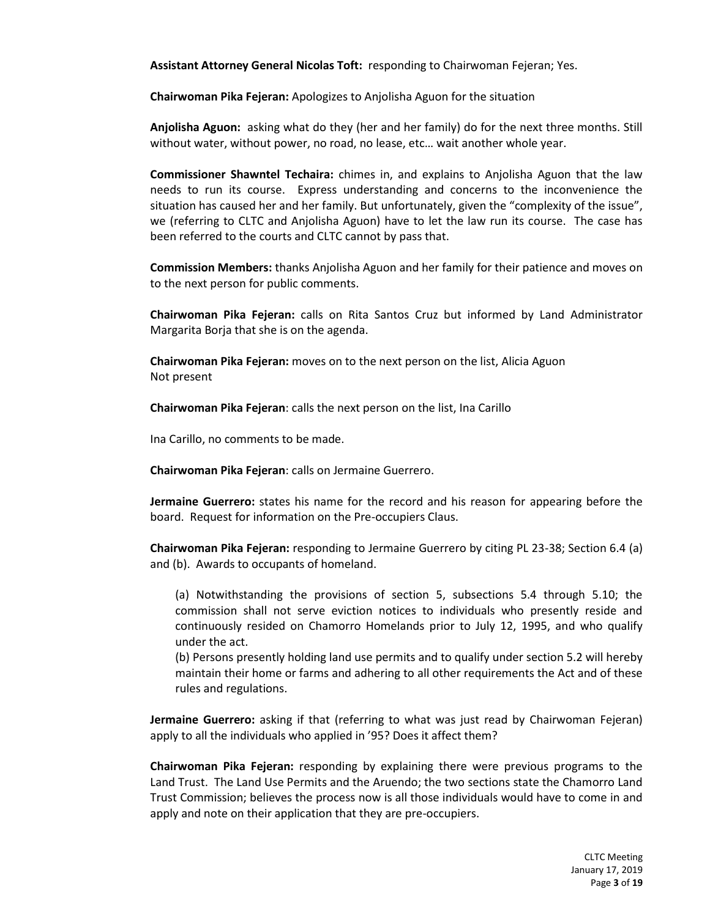**Assistant Attorney General Nicolas Toft:** responding to Chairwoman Fejeran; Yes.

**Chairwoman Pika Fejeran:** Apologizes to Anjolisha Aguon for the situation

**Anjolisha Aguon:** asking what do they (her and her family) do for the next three months. Still without water, without power, no road, no lease, etc… wait another whole year.

**Commissioner Shawntel Techaira:** chimes in, and explains to Anjolisha Aguon that the law needs to run its course. Express understanding and concerns to the inconvenience the situation has caused her and her family. But unfortunately, given the "complexity of the issue", we (referring to CLTC and Anjolisha Aguon) have to let the law run its course. The case has been referred to the courts and CLTC cannot by pass that.

**Commission Members:** thanks Anjolisha Aguon and her family for their patience and moves on to the next person for public comments.

**Chairwoman Pika Fejeran:** calls on Rita Santos Cruz but informed by Land Administrator Margarita Borja that she is on the agenda.

**Chairwoman Pika Fejeran:** moves on to the next person on the list, Alicia Aguon
Not present

**Chairwoman Pika Fejeran**: calls the next person on the list, Ina Carillo

Ina Carillo, no comments to be made.

**Chairwoman Pika Fejeran**: calls on Jermaine Guerrero.

**Jermaine Guerrero:** states his name for the record and his reason for appearing before the board. Request for information on the Pre-occupiers Claus.

**Chairwoman Pika Fejeran:** responding to Jermaine Guerrero by citing PL 23-38; Section 6.4 (a) and (b). Awards to occupants of homeland.

> (a) Notwithstanding the provisions of section 5, subsections 5.4 through 5.10; the commission shall not serve eviction notices to individuals who presently reside and continuously resided on Chamorro Homelands prior to July 12, 1995, and who qualify under the act.
> (b) Persons presently holding land use permits and to qualify under section 5.2 will hereby maintain their home or farms and adhering to all other requirements the Act and of these rules and regulations.

**Jermaine Guerrero:** asking if that (referring to what was just read by Chairwoman Fejeran) apply to all the individuals who applied in '95? Does it affect them?

**Chairwoman Pika Fejeran:** responding by explaining there were previous programs to the Land Trust. The Land Use Permits and the Aruendo; the two sections state the Chamorro Land Trust Commission; believes the process now is all those individuals would have to come in and apply and note on their application that they are pre-occupiers.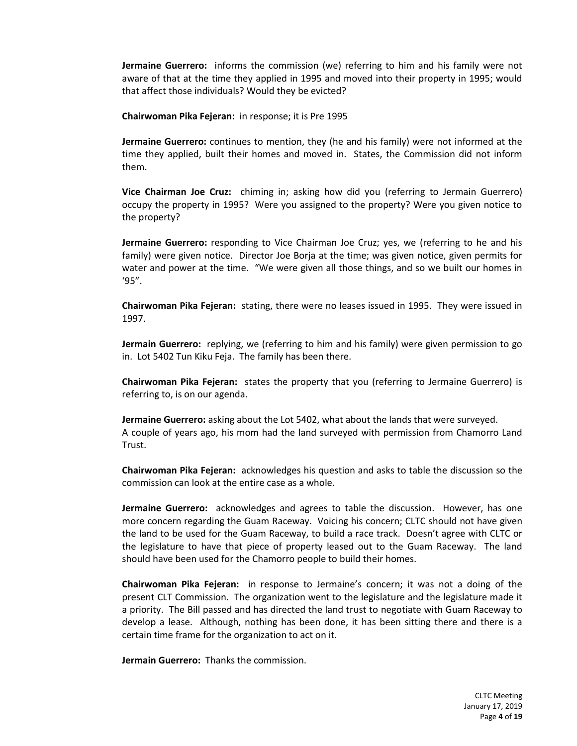**Jermaine Guerrero:** informs the commission (we) referring to him and his family were not aware of that at the time they applied in 1995 and moved into their property in 1995; would that affect those individuals? Would they be evicted?

**Chairwoman Pika Fejeran:** in response; it is Pre 1995

**Jermaine Guerrero:** continues to mention, they (he and his family) were not informed at the time they applied, built their homes and moved in. States, the Commission did not inform them.

**Vice Chairman Joe Cruz:** chiming in; asking how did you (referring to Jermain Guerrero) occupy the property in 1995? Were you assigned to the property? Were you given notice to the property?

**Jermaine Guerrero:** responding to Vice Chairman Joe Cruz; yes, we (referring to he and his family) were given notice. Director Joe Borja at the time; was given notice, given permits for water and power at the time. "We were given all those things, and so we built our homes in '95".

**Chairwoman Pika Fejeran:** stating, there were no leases issued in 1995. They were issued in 1997.

**Jermain Guerrero:** replying, we (referring to him and his family) were given permission to go in. Lot 5402 Tun Kiku Feja. The family has been there.

**Chairwoman Pika Fejeran:** states the property that you (referring to Jermaine Guerrero) is referring to, is on our agenda.

**Jermaine Guerrero:** asking about the Lot 5402, what about the lands that were surveyed.
A couple of years ago, his mom had the land surveyed with permission from Chamorro Land Trust.

**Chairwoman Pika Fejeran:** acknowledges his question and asks to table the discussion so the commission can look at the entire case as a whole.

**Jermaine Guerrero:** acknowledges and agrees to table the discussion. However, has one more concern regarding the Guam Raceway. Voicing his concern; CLTC should not have given the land to be used for the Guam Raceway, to build a race track. Doesn't agree with CLTC or the legislature to have that piece of property leased out to the Guam Raceway. The land should have been used for the Chamorro people to build their homes.

**Chairwoman Pika Fejeran:** in response to Jermaine's concern; it was not a doing of the present CLT Commission. The organization went to the legislature and the legislature made it a priority. The Bill passed and has directed the land trust to negotiate with Guam Raceway to develop a lease. Although, nothing has been done, it has been sitting there and there is a certain time frame for the organization to act on it.

**Jermain Guerrero:** Thanks the commission.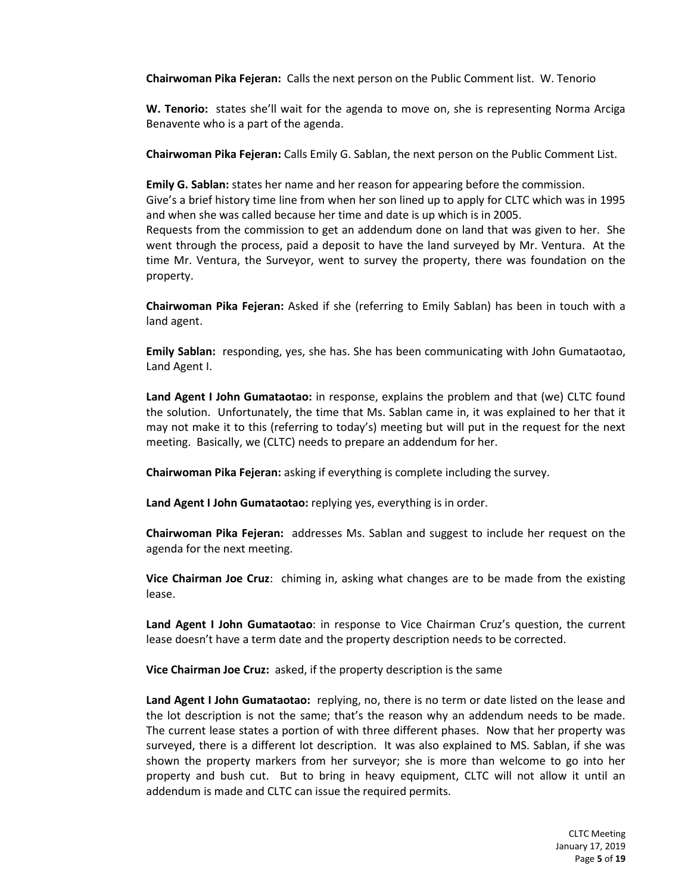**Chairwoman Pika Fejeran:** Calls the next person on the Public Comment list. W. Tenorio

**W. Tenorio:** states she'll wait for the agenda to move on, she is representing Norma Arciga Benavente who is a part of the agenda.

**Chairwoman Pika Fejeran:** Calls Emily G. Sablan, the next person on the Public Comment List.

**Emily G. Sablan:** states her name and her reason for appearing before the commission.
Give's a brief history time line from when her son lined up to apply for CLTC which was in 1995 and when she was called because her time and date is up which is in 2005.
Requests from the commission to get an addendum done on land that was given to her. She went through the process, paid a deposit to have the land surveyed by Mr. Ventura. At the time Mr. Ventura, the Surveyor, went to survey the property, there was foundation on the property.

**Chairwoman Pika Fejeran:** Asked if she (referring to Emily Sablan) has been in touch with a land agent.

**Emily Sablan:** responding, yes, she has. She has been communicating with John Gumataotao, Land Agent I.

**Land Agent I John Gumataotao:** in response, explains the problem and that (we) CLTC found the solution. Unfortunately, the time that Ms. Sablan came in, it was explained to her that it may not make it to this (referring to today's) meeting but will put in the request for the next meeting. Basically, we (CLTC) needs to prepare an addendum for her.

**Chairwoman Pika Fejeran:** asking if everything is complete including the survey.

**Land Agent I John Gumataotao:** replying yes, everything is in order.

**Chairwoman Pika Fejeran:** addresses Ms. Sablan and suggest to include her request on the agenda for the next meeting.

**Vice Chairman Joe Cruz**: chiming in, asking what changes are to be made from the existing lease.

**Land Agent I John Gumataotao**: in response to Vice Chairman Cruz's question, the current lease doesn't have a term date and the property description needs to be corrected.

**Vice Chairman Joe Cruz:** asked, if the property description is the same

**Land Agent I John Gumataotao:** replying, no, there is no term or date listed on the lease and the lot description is not the same; that's the reason why an addendum needs to be made. The current lease states a portion of with three different phases. Now that her property was surveyed, there is a different lot description. It was also explained to MS. Sablan, if she was shown the property markers from her surveyor; she is more than welcome to go into her property and bush cut. But to bring in heavy equipment, CLTC will not allow it until an addendum is made and CLTC can issue the required permits.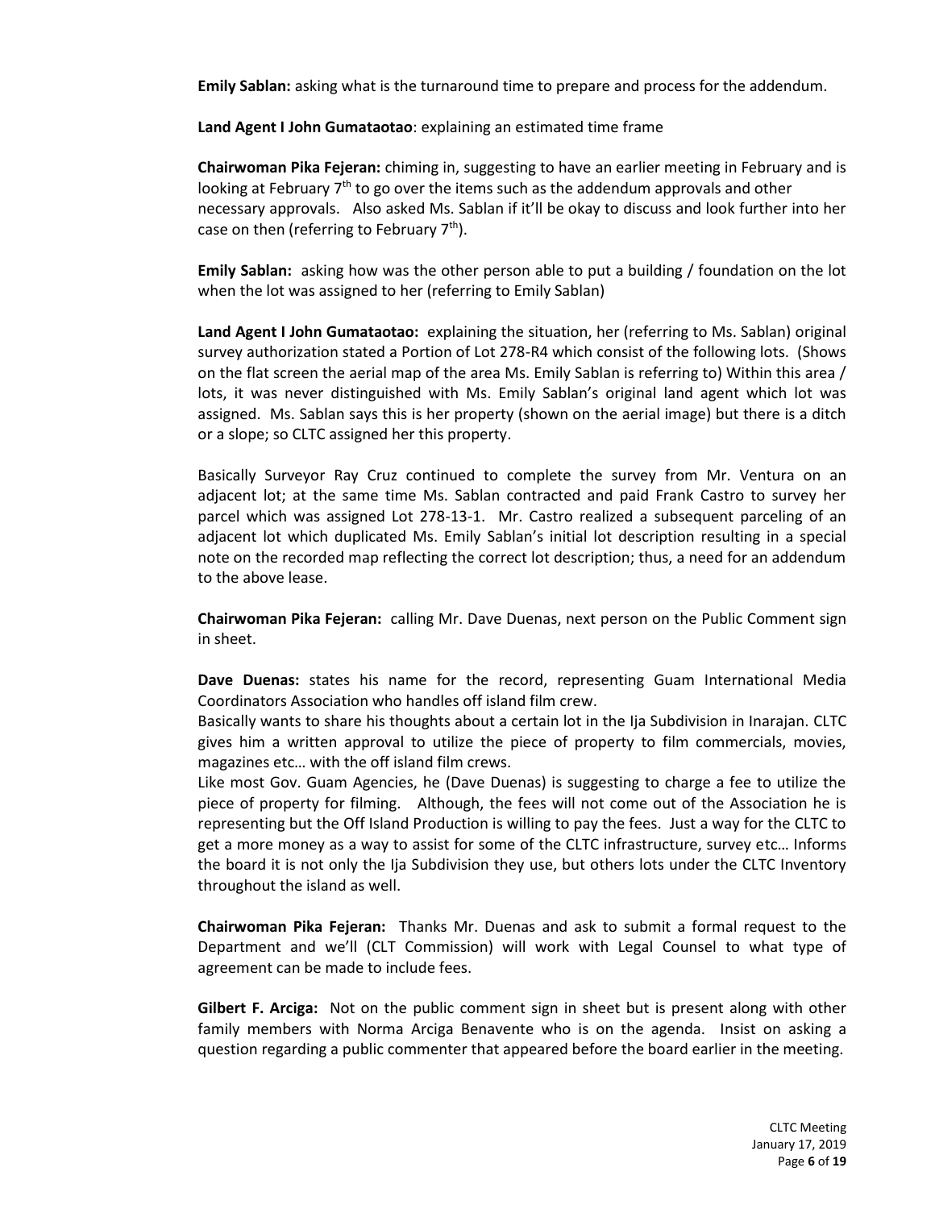**Emily Sablan:** asking what is the turnaround time to prepare and process for the addendum.

**Land Agent I John Gumataotao**: explaining an estimated time frame

**Chairwoman Pika Fejeran:** chiming in, suggesting to have an earlier meeting in February and is looking at February 7th to go over the items such as the addendum approvals and other necessary approvals. Also asked Ms. Sablan if it'll be okay to discuss and look further into her case on then (referring to February 7th).

**Emily Sablan:** asking how was the other person able to put a building / foundation on the lot when the lot was assigned to her (referring to Emily Sablan)

**Land Agent I John Gumataotao:** explaining the situation, her (referring to Ms. Sablan) original survey authorization stated a Portion of Lot 278-R4 which consist of the following lots. (Shows on the flat screen the aerial map of the area Ms. Emily Sablan is referring to) Within this area / lots, it was never distinguished with Ms. Emily Sablan's original land agent which lot was assigned. Ms. Sablan says this is her property (shown on the aerial image) but there is a ditch or a slope; so CLTC assigned her this property.

Basically Surveyor Ray Cruz continued to complete the survey from Mr. Ventura on an adjacent lot; at the same time Ms. Sablan contracted and paid Frank Castro to survey her parcel which was assigned Lot 278-13-1. Mr. Castro realized a subsequent parceling of an adjacent lot which duplicated Ms. Emily Sablan's initial lot description resulting in a special note on the recorded map reflecting the correct lot description; thus, a need for an addendum to the above lease.

**Chairwoman Pika Fejeran:** calling Mr. Dave Duenas, next person on the Public Comment sign in sheet.

**Dave Duenas:** states his name for the record, representing Guam International Media Coordinators Association who handles off island film crew.
Basically wants to share his thoughts about a certain lot in the Ija Subdivision in Inarajan. CLTC gives him a written approval to utilize the piece of property to film commercials, movies, magazines etc… with the off island film crews.
Like most Gov. Guam Agencies, he (Dave Duenas) is suggesting to charge a fee to utilize the piece of property for filming. Although, the fees will not come out of the Association he is representing but the Off Island Production is willing to pay the fees. Just a way for the CLTC to get a more money as a way to assist for some of the CLTC infrastructure, survey etc… Informs the board it is not only the Ija Subdivision they use, but others lots under the CLTC Inventory throughout the island as well.

**Chairwoman Pika Fejeran:** Thanks Mr. Duenas and ask to submit a formal request to the Department and we'll (CLT Commission) will work with Legal Counsel to what type of agreement can be made to include fees.

**Gilbert F. Arciga:** Not on the public comment sign in sheet but is present along with other family members with Norma Arciga Benavente who is on the agenda. Insist on asking a question regarding a public commenter that appeared before the board earlier in the meeting.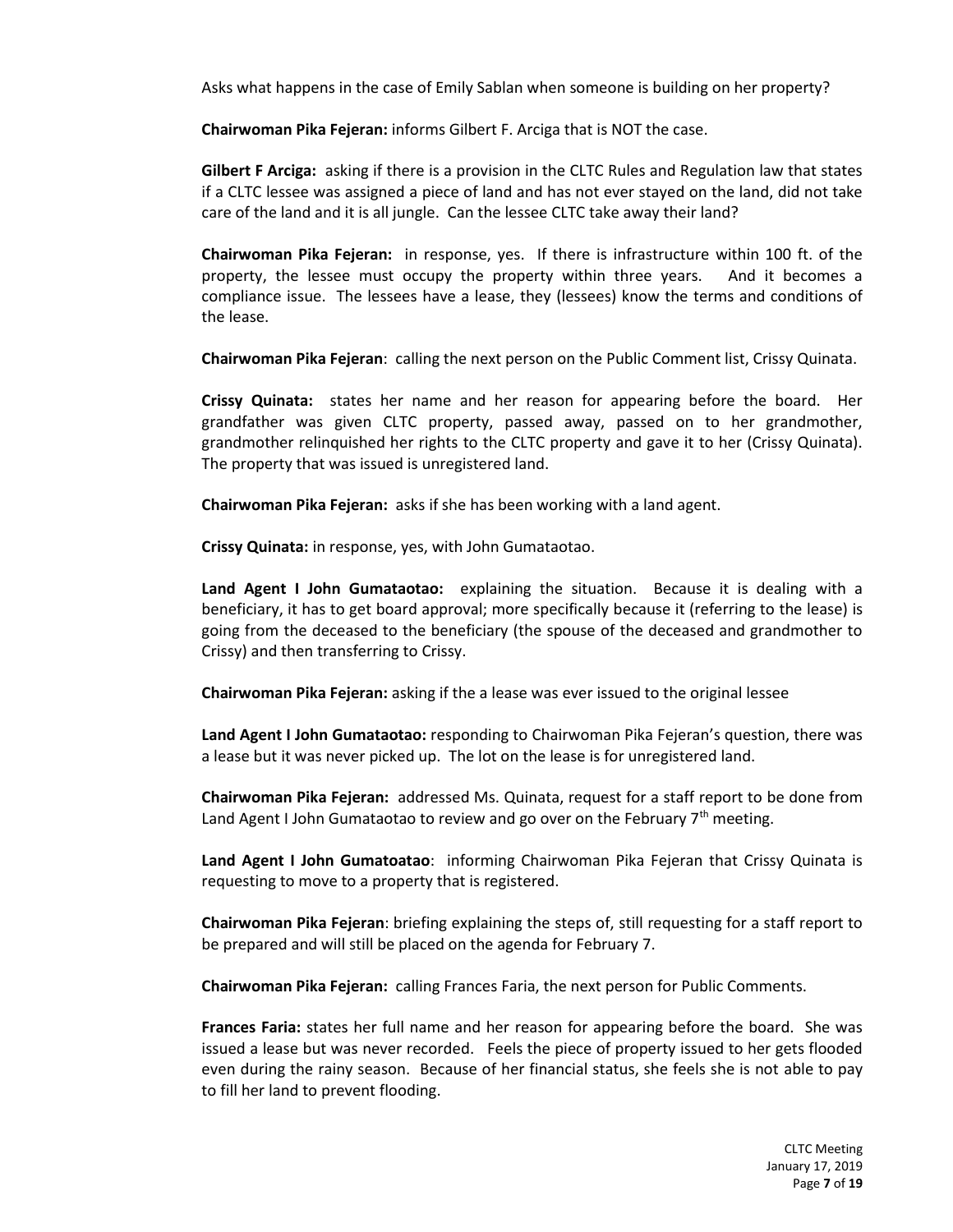Asks what happens in the case of Emily Sablan when someone is building on her property?

**Chairwoman Pika Fejeran:** informs Gilbert F. Arciga that is NOT the case.

**Gilbert F Arciga:** asking if there is a provision in the CLTC Rules and Regulation law that states if a CLTC lessee was assigned a piece of land and has not ever stayed on the land, did not take care of the land and it is all jungle. Can the lessee CLTC take away their land?

**Chairwoman Pika Fejeran:** in response, yes. If there is infrastructure within 100 ft. of the property, the lessee must occupy the property within three years. And it becomes a compliance issue. The lessees have a lease, they (lessees) know the terms and conditions of the lease.

**Chairwoman Pika Fejeran**: calling the next person on the Public Comment list, Crissy Quinata.

**Crissy Quinata:** states her name and her reason for appearing before the board. Her grandfather was given CLTC property, passed away, passed on to her grandmother, grandmother relinquished her rights to the CLTC property and gave it to her (Crissy Quinata). The property that was issued is unregistered land.

**Chairwoman Pika Fejeran:** asks if she has been working with a land agent.

**Crissy Quinata:** in response, yes, with John Gumataotao.

**Land Agent I John Gumataotao:** explaining the situation. Because it is dealing with a beneficiary, it has to get board approval; more specifically because it (referring to the lease) is going from the deceased to the beneficiary (the spouse of the deceased and grandmother to Crissy) and then transferring to Crissy.

**Chairwoman Pika Fejeran:** asking if the a lease was ever issued to the original lessee

**Land Agent I John Gumataotao:** responding to Chairwoman Pika Fejeran's question, there was a lease but it was never picked up. The lot on the lease is for unregistered land.

**Chairwoman Pika Fejeran:** addressed Ms. Quinata, request for a staff report to be done from Land Agent I John Gumataotao to review and go over on the February 7th meeting.

**Land Agent I John Gumatoatao**: informing Chairwoman Pika Fejeran that Crissy Quinata is requesting to move to a property that is registered.

**Chairwoman Pika Fejeran**: briefing explaining the steps of, still requesting for a staff report to be prepared and will still be placed on the agenda for February 7.

**Chairwoman Pika Fejeran:** calling Frances Faria, the next person for Public Comments.

**Frances Faria:** states her full name and her reason for appearing before the board. She was issued a lease but was never recorded. Feels the piece of property issued to her gets flooded even during the rainy season. Because of her financial status, she feels she is not able to pay to fill her land to prevent flooding.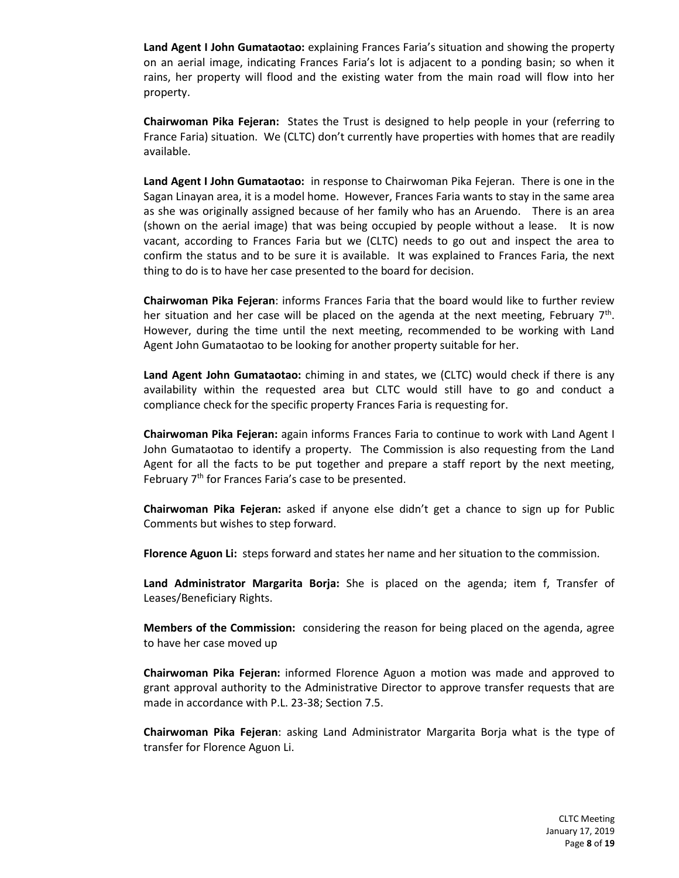**Land Agent I John Gumataotao:** explaining Frances Faria's situation and showing the property on an aerial image, indicating Frances Faria's lot is adjacent to a ponding basin; so when it rains, her property will flood and the existing water from the main road will flow into her property.

**Chairwoman Pika Fejeran:** States the Trust is designed to help people in your (referring to France Faria) situation. We (CLTC) don't currently have properties with homes that are readily available.

**Land Agent I John Gumataotao:** in response to Chairwoman Pika Fejeran. There is one in the Sagan Linayan area, it is a model home. However, Frances Faria wants to stay in the same area as she was originally assigned because of her family who has an Aruendo. There is an area (shown on the aerial image) that was being occupied by people without a lease. It is now vacant, according to Frances Faria but we (CLTC) needs to go out and inspect the area to confirm the status and to be sure it is available. It was explained to Frances Faria, the next thing to do is to have her case presented to the board for decision.

**Chairwoman Pika Fejeran**: informs Frances Faria that the board would like to further review her situation and her case will be placed on the agenda at the next meeting, February 7th. However, during the time until the next meeting, recommended to be working with Land Agent John Gumataotao to be looking for another property suitable for her.

**Land Agent John Gumataotao:** chiming in and states, we (CLTC) would check if there is any availability within the requested area but CLTC would still have to go and conduct a compliance check for the specific property Frances Faria is requesting for.

**Chairwoman Pika Fejeran:** again informs Frances Faria to continue to work with Land Agent I John Gumataotao to identify a property. The Commission is also requesting from the Land Agent for all the facts to be put together and prepare a staff report by the next meeting, February 7th for Frances Faria's case to be presented.

**Chairwoman Pika Fejeran:** asked if anyone else didn't get a chance to sign up for Public Comments but wishes to step forward.

**Florence Aguon Li:** steps forward and states her name and her situation to the commission.

**Land Administrator Margarita Borja:** She is placed on the agenda; item f, Transfer of Leases/Beneficiary Rights.

**Members of the Commission:** considering the reason for being placed on the agenda, agree to have her case moved up

**Chairwoman Pika Fejeran:** informed Florence Aguon a motion was made and approved to grant approval authority to the Administrative Director to approve transfer requests that are made in accordance with P.L. 23-38; Section 7.5.

**Chairwoman Pika Fejeran**: asking Land Administrator Margarita Borja what is the type of transfer for Florence Aguon Li.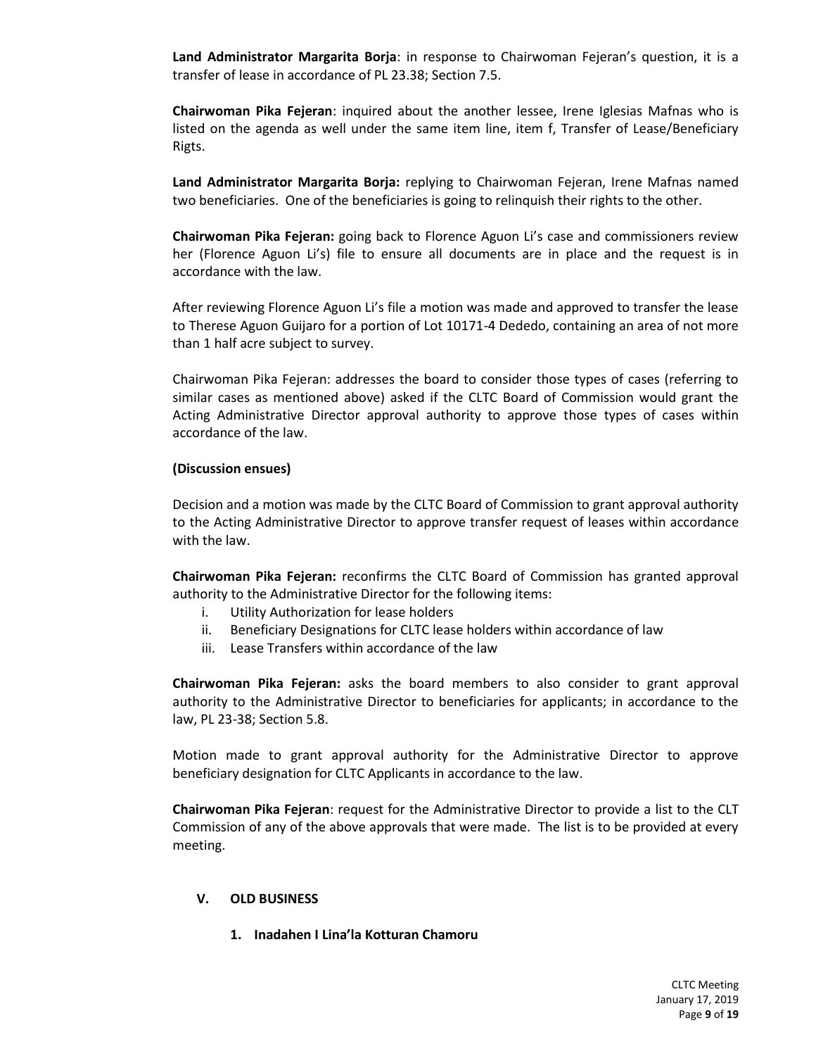**Land Administrator Margarita Borja**: in response to Chairwoman Fejeran's question, it is a transfer of lease in accordance of PL 23.38; Section 7.5.

**Chairwoman Pika Fejeran**: inquired about the another lessee, Irene Iglesias Mafnas who is listed on the agenda as well under the same item line, item f, Transfer of Lease/Beneficiary Rigts.

**Land Administrator Margarita Borja:** replying to Chairwoman Fejeran, Irene Mafnas named two beneficiaries. One of the beneficiaries is going to relinquish their rights to the other.

**Chairwoman Pika Fejeran:** going back to Florence Aguon Li's case and commissioners review her (Florence Aguon Li's) file to ensure all documents are in place and the request is in accordance with the law.

After reviewing Florence Aguon Li's file a motion was made and approved to transfer the lease to Therese Aguon Guijaro for a portion of Lot 10171-4 Dededo, containing an area of not more than 1 half acre subject to survey.

Chairwoman Pika Fejeran: addresses the board to consider those types of cases (referring to similar cases as mentioned above) asked if the CLTC Board of Commission would grant the Acting Administrative Director approval authority to approve those types of cases within accordance of the law.

**(Discussion ensues)**

Decision and a motion was made by the CLTC Board of Commission to grant approval authority to the Acting Administrative Director to approve transfer request of leases within accordance with the law.

**Chairwoman Pika Fejeran:** reconfirms the CLTC Board of Commission has granted approval authority to the Administrative Director for the following items:

i. Utility Authorization for lease holders
ii. Beneficiary Designations for CLTC lease holders within accordance of law
iii. Lease Transfers within accordance of the law

**Chairwoman Pika Fejeran:** asks the board members to also consider to grant approval authority to the Administrative Director to beneficiaries for applicants; in accordance to the law, PL 23-38; Section 5.8.

Motion made to grant approval authority for the Administrative Director to approve beneficiary designation for CLTC Applicants in accordance to the law.

**Chairwoman Pika Fejeran**: request for the Administrative Director to provide a list to the CLT Commission of any of the above approvals that were made. The list is to be provided at every meeting.

## V. OLD BUSINESS

### 1. Inadahen I Lina'la Kotturan Chamoru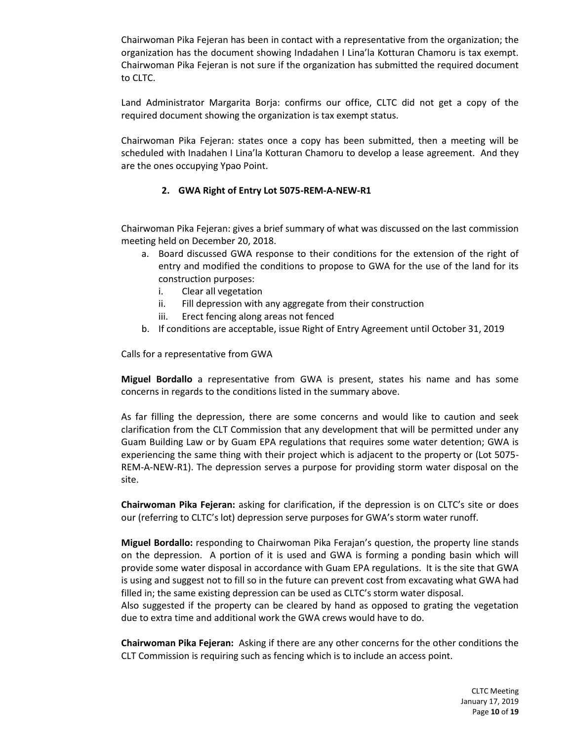Chairwoman Pika Fejeran has been in contact with a representative from the organization; the organization has the document showing Indadahen I Lina'la Kotturan Chamoru is tax exempt. Chairwoman Pika Fejeran is not sure if the organization has submitted the required document to CLTC.

Land Administrator Margarita Borja: confirms our office, CLTC did not get a copy of the required document showing the organization is tax exempt status.

Chairwoman Pika Fejeran: states once a copy has been submitted, then a meeting will be scheduled with Inadahen I Lina'la Kotturan Chamoru to develop a lease agreement. And they are the ones occupying Ypao Point.

**2. GWA Right of Entry Lot 5075-REM-A-NEW-R1**

Chairwoman Pika Fejeran: gives a brief summary of what was discussed on the last commission meeting held on December 20, 2018.

a. Board discussed GWA response to their conditions for the extension of the right of entry and modified the conditions to propose to GWA for the use of the land for its construction purposes:
   i. Clear all vegetation
   ii. Fill depression with any aggregate from their construction
   iii. Erect fencing along areas not fenced
b. If conditions are acceptable, issue Right of Entry Agreement until October 31, 2019

Calls for a representative from GWA

**Miguel Bordallo** a representative from GWA is present, states his name and has some concerns in regards to the conditions listed in the summary above.

As far filling the depression, there are some concerns and would like to caution and seek clarification from the CLT Commission that any development that will be permitted under any Guam Building Law or by Guam EPA regulations that requires some water detention; GWA is experiencing the same thing with their project which is adjacent to the property or (Lot 5075-REM-A-NEW-R1). The depression serves a purpose for providing storm water disposal on the site.

**Chairwoman Pika Fejeran:** asking for clarification, if the depression is on CLTC's site or does our (referring to CLTC's lot) depression serve purposes for GWA's storm water runoff.

**Miguel Bordallo:** responding to Chairwoman Pika Ferajan's question, the property line stands on the depression. A portion of it is used and GWA is forming a ponding basin which will provide some water disposal in accordance with Guam EPA regulations. It is the site that GWA is using and suggest not to fill so in the future can prevent cost from excavating what GWA had filled in; the same existing depression can be used as CLTC's storm water disposal.
Also suggested if the property can be cleared by hand as opposed to grating the vegetation due to extra time and additional work the GWA crews would have to do.

**Chairwoman Pika Fejeran:** Asking if there are any other concerns for the other conditions the CLT Commission is requiring such as fencing which is to include an access point.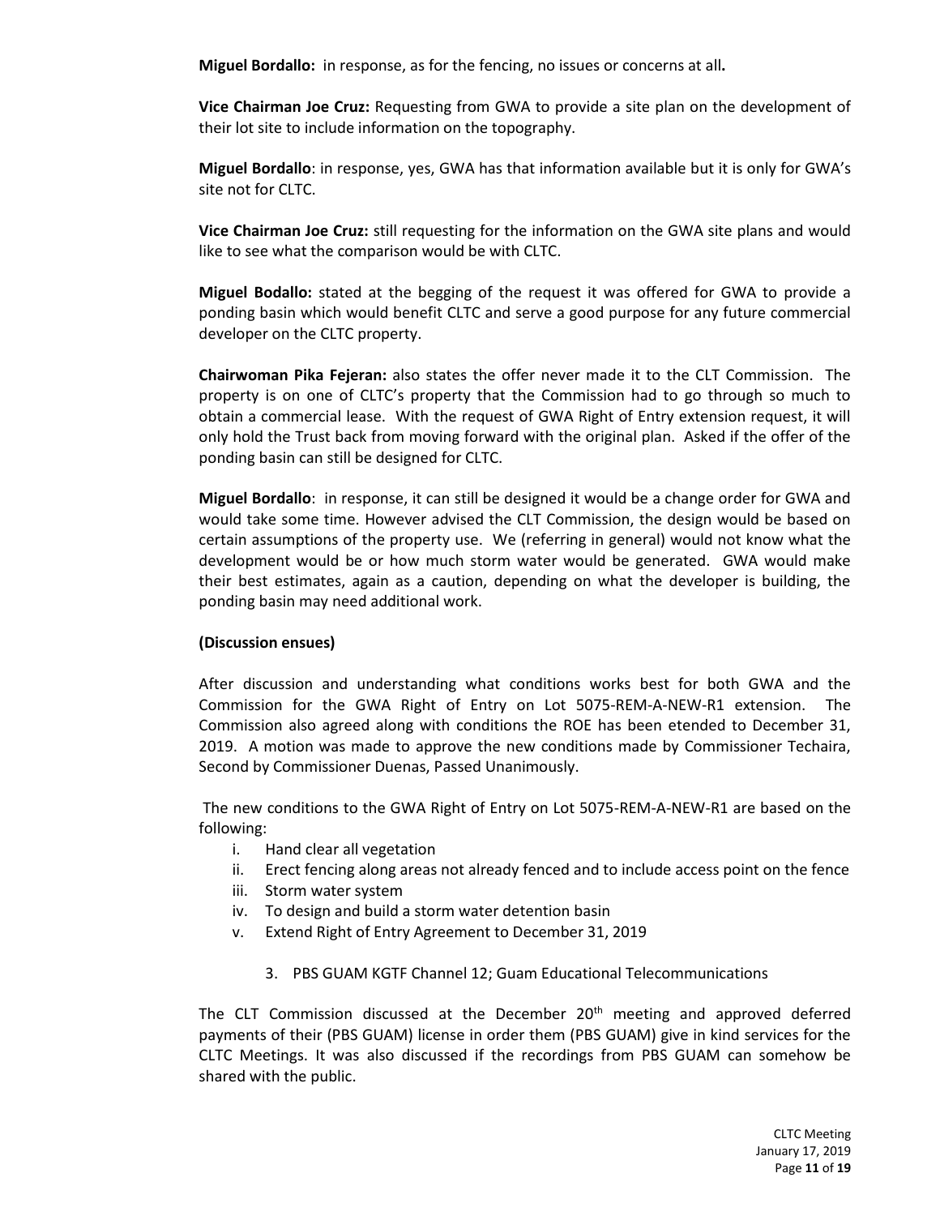**Miguel Bordallo:** in response, as for the fencing, no issues or concerns at all**.**

**Vice Chairman Joe Cruz:** Requesting from GWA to provide a site plan on the development of their lot site to include information on the topography.

**Miguel Bordallo**: in response, yes, GWA has that information available but it is only for GWA's site not for CLTC.

**Vice Chairman Joe Cruz:** still requesting for the information on the GWA site plans and would like to see what the comparison would be with CLTC.

**Miguel Bodallo:** stated at the begging of the request it was offered for GWA to provide a ponding basin which would benefit CLTC and serve a good purpose for any future commercial developer on the CLTC property.

**Chairwoman Pika Fejeran:** also states the offer never made it to the CLT Commission. The property is on one of CLTC's property that the Commission had to go through so much to obtain a commercial lease. With the request of GWA Right of Entry extension request, it will only hold the Trust back from moving forward with the original plan. Asked if the offer of the ponding basin can still be designed for CLTC.

**Miguel Bordallo**: in response, it can still be designed it would be a change order for GWA and would take some time. However advised the CLT Commission, the design would be based on certain assumptions of the property use. We (referring in general) would not know what the development would be or how much storm water would be generated. GWA would make their best estimates, again as a caution, depending on what the developer is building, the ponding basin may need additional work.

**(Discussion ensues)**

After discussion and understanding what conditions works best for both GWA and the Commission for the GWA Right of Entry on Lot 5075-REM-A-NEW-R1 extension. The Commission also agreed along with conditions the ROE has been etended to December 31, 2019. A motion was made to approve the new conditions made by Commissioner Techaira, Second by Commissioner Duenas, Passed Unanimously.

The new conditions to the GWA Right of Entry on Lot 5075-REM-A-NEW-R1 are based on the following:

i. Hand clear all vegetation
ii. Erect fencing along areas not already fenced and to include access point on the fence
iii. Storm water system
iv. To design and build a storm water detention basin
v. Extend Right of Entry Agreement to December 31, 2019

3. PBS GUAM KGTF Channel 12; Guam Educational Telecommunications

The CLT Commission discussed at the December 20th meeting and approved deferred payments of their (PBS GUAM) license in order them (PBS GUAM) give in kind services for the CLTC Meetings. It was also discussed if the recordings from PBS GUAM can somehow be shared with the public.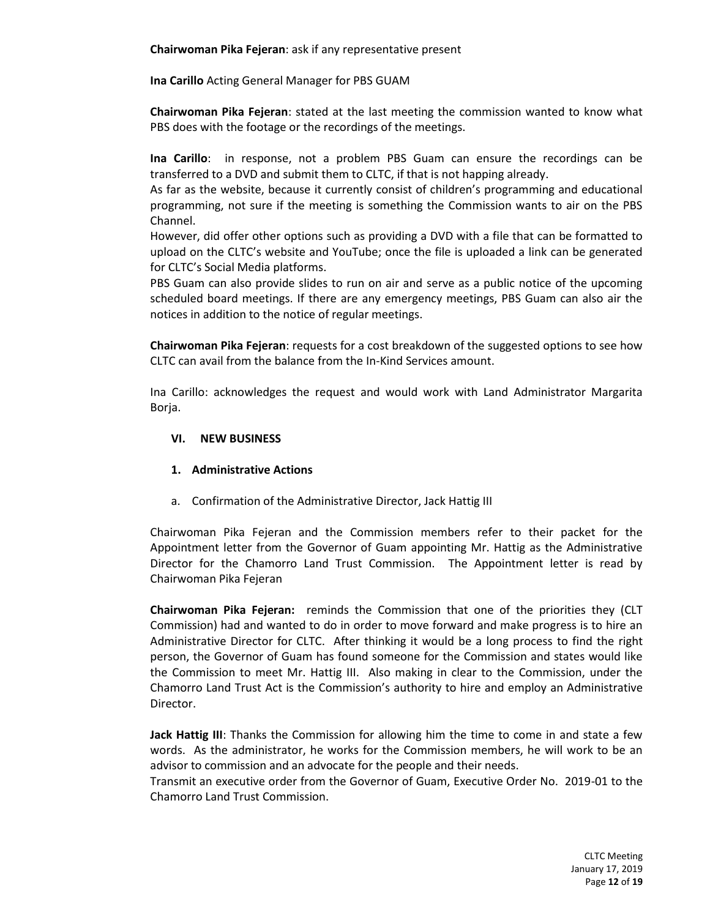**Chairwoman Pika Fejeran**: ask if any representative present

**Ina Carillo** Acting General Manager for PBS GUAM

**Chairwoman Pika Fejeran**: stated at the last meeting the commission wanted to know what PBS does with the footage or the recordings of the meetings.

**Ina Carillo**: in response, not a problem PBS Guam can ensure the recordings can be transferred to a DVD and submit them to CLTC, if that is not happing already.
As far as the website, because it currently consist of children's programming and educational programming, not sure if the meeting is something the Commission wants to air on the PBS Channel.
However, did offer other options such as providing a DVD with a file that can be formatted to upload on the CLTC's website and YouTube; once the file is uploaded a link can be generated for CLTC's Social Media platforms.
PBS Guam can also provide slides to run on air and serve as a public notice of the upcoming scheduled board meetings. If there are any emergency meetings, PBS Guam can also air the notices in addition to the notice of regular meetings.

**Chairwoman Pika Fejeran**: requests for a cost breakdown of the suggested options to see how CLTC can avail from the balance from the In-Kind Services amount.

Ina Carillo: acknowledges the request and would work with Land Administrator Margarita Borja.

## VI. NEW BUSINESS

### 1. Administrative Actions

a. Confirmation of the Administrative Director, Jack Hattig III

Chairwoman Pika Fejeran and the Commission members refer to their packet for the Appointment letter from the Governor of Guam appointing Mr. Hattig as the Administrative Director for the Chamorro Land Trust Commission. The Appointment letter is read by Chairwoman Pika Fejeran

**Chairwoman Pika Fejeran:** reminds the Commission that one of the priorities they (CLT Commission) had and wanted to do in order to move forward and make progress is to hire an Administrative Director for CLTC. After thinking it would be a long process to find the right person, the Governor of Guam has found someone for the Commission and states would like the Commission to meet Mr. Hattig III. Also making in clear to the Commission, under the Chamorro Land Trust Act is the Commission's authority to hire and employ an Administrative Director.

**Jack Hattig III**: Thanks the Commission for allowing him the time to come in and state a few words. As the administrator, he works for the Commission members, he will work to be an advisor to commission and an advocate for the people and their needs.
Transmit an executive order from the Governor of Guam, Executive Order No. 2019-01 to the Chamorro Land Trust Commission.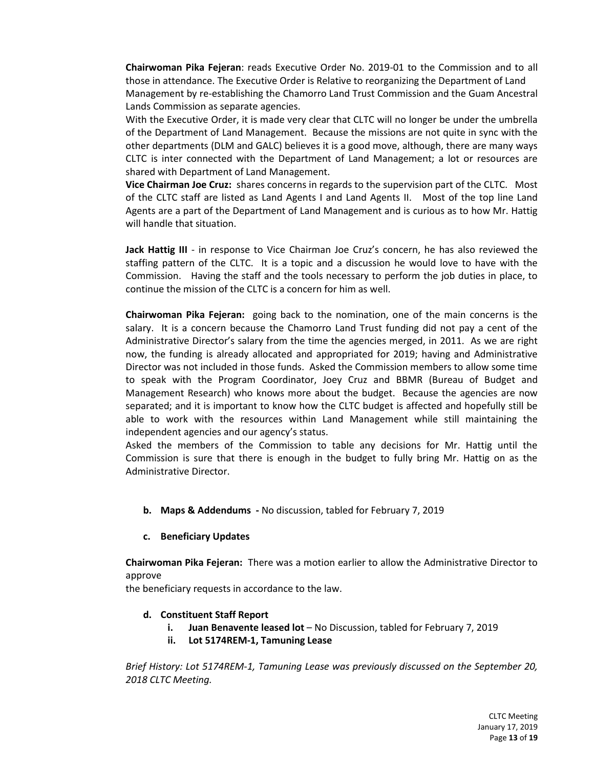**Chairwoman Pika Fejeran**: reads Executive Order No. 2019-01 to the Commission and to all those in attendance. The Executive Order is Relative to reorganizing the Department of Land Management by re-establishing the Chamorro Land Trust Commission and the Guam Ancestral Lands Commission as separate agencies.

With the Executive Order, it is made very clear that CLTC will no longer be under the umbrella of the Department of Land Management. Because the missions are not quite in sync with the other departments (DLM and GALC) believes it is a good move, although, there are many ways CLTC is inter connected with the Department of Land Management; a lot or resources are shared with Department of Land Management.

**Vice Chairman Joe Cruz:** shares concerns in regards to the supervision part of the CLTC. Most of the CLTC staff are listed as Land Agents I and Land Agents II. Most of the top line Land Agents are a part of the Department of Land Management and is curious as to how Mr. Hattig will handle that situation.

**Jack Hattig III** - in response to Vice Chairman Joe Cruz's concern, he has also reviewed the staffing pattern of the CLTC. It is a topic and a discussion he would love to have with the Commission. Having the staff and the tools necessary to perform the job duties in place, to continue the mission of the CLTC is a concern for him as well.

**Chairwoman Pika Fejeran:** going back to the nomination, one of the main concerns is the salary. It is a concern because the Chamorro Land Trust funding did not pay a cent of the Administrative Director's salary from the time the agencies merged, in 2011. As we are right now, the funding is already allocated and appropriated for 2019; having and Administrative Director was not included in those funds. Asked the Commission members to allow some time to speak with the Program Coordinator, Joey Cruz and BBMR (Bureau of Budget and Management Research) who knows more about the budget. Because the agencies are now separated; and it is important to know how the CLTC budget is affected and hopefully still be able to work with the resources within Land Management while still maintaining the independent agencies and our agency's status.

Asked the members of the Commission to table any decisions for Mr. Hattig until the Commission is sure that there is enough in the budget to fully bring Mr. Hattig on as the Administrative Director.

- **b. Maps & Addendums -** No discussion, tabled for February 7, 2019

- **c. Beneficiary Updates**

**Chairwoman Pika Fejeran:** There was a motion earlier to allow the Administrative Director to approve
the beneficiary requests in accordance to the law.

- **d. Constituent Staff Report**
  - **i. Juan Benavente leased lot** – No Discussion, tabled for February 7, 2019
  - **ii. Lot 5174REM-1, Tamuning Lease**

*Brief History: Lot 5174REM-1, Tamuning Lease was previously discussed on the September 20, 2018 CLTC Meeting.*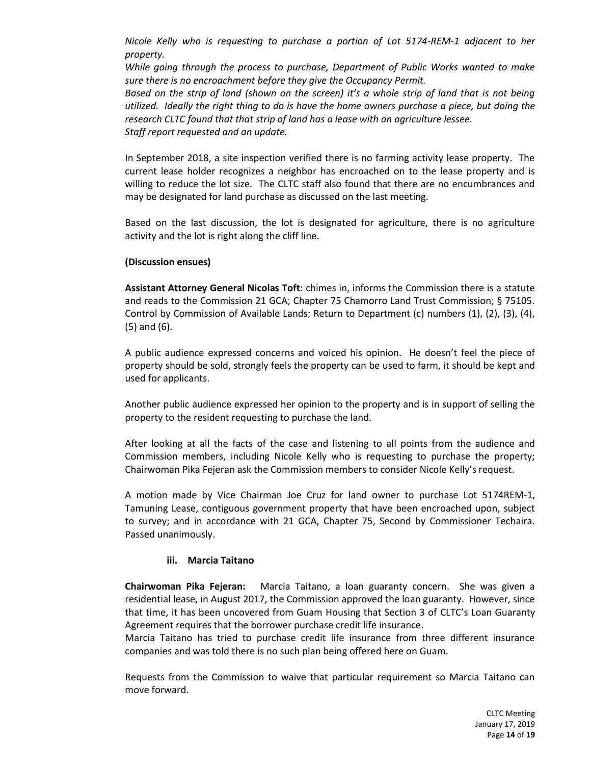*Nicole Kelly who is requesting to purchase a portion of Lot 5174-REM-1 adjacent to her property.*
*While going through the process to purchase, Department of Public Works wanted to make sure there is no encroachment before they give the Occupancy Permit.*
*Based on the strip of land (shown on the screen) it's a whole strip of land that is not being utilized. Ideally the right thing to do is have the home owners purchase a piece, but doing the research CLTC found that that strip of land has a lease with an agriculture lessee.*
*Staff report requested and an update.*

In September 2018, a site inspection verified there is no farming activity lease property. The current lease holder recognizes a neighbor has encroached on to the lease property and is willing to reduce the lot size. The CLTC staff also found that there are no encumbrances and may be designated for land purchase as discussed on the last meeting.

Based on the last discussion, the lot is designated for agriculture, there is no agriculture activity and the lot is right along the cliff line.

**(Discussion ensues)**

**Assistant Attorney General Nicolas Toft**: chimes in, informs the Commission there is a statute and reads to the Commission 21 GCA; Chapter 75 Chamorro Land Trust Commission; § 75105. Control by Commission of Available Lands; Return to Department (c) numbers (1), (2), (3), (4), (5) and (6).

A public audience expressed concerns and voiced his opinion. He doesn't feel the piece of property should be sold, strongly feels the property can be used to farm, it should be kept and used for applicants.

Another public audience expressed her opinion to the property and is in support of selling the property to the resident requesting to purchase the land.

After looking at all the facts of the case and listening to all points from the audience and Commission members, including Nicole Kelly who is requesting to purchase the property; Chairwoman Pika Fejeran ask the Commission members to consider Nicole Kelly's request.

A motion made by Vice Chairman Joe Cruz for land owner to purchase Lot 5174REM-1, Tamuning Lease, contiguous government property that have been encroached upon, subject to survey; and in accordance with 21 GCA, Chapter 75, Second by Commissioner Techaira. Passed unanimously.

**iii. Marcia Taitano**

**Chairwoman Pika Fejeran:** Marcia Taitano, a loan guaranty concern. She was given a residential lease, in August 2017, the Commission approved the loan guaranty. However, since that time, it has been uncovered from Guam Housing that Section 3 of CLTC's Loan Guaranty Agreement requires that the borrower purchase credit life insurance.
Marcia Taitano has tried to purchase credit life insurance from three different insurance companies and was told there is no such plan being offered here on Guam.

Requests from the Commission to waive that particular requirement so Marcia Taitano can move forward.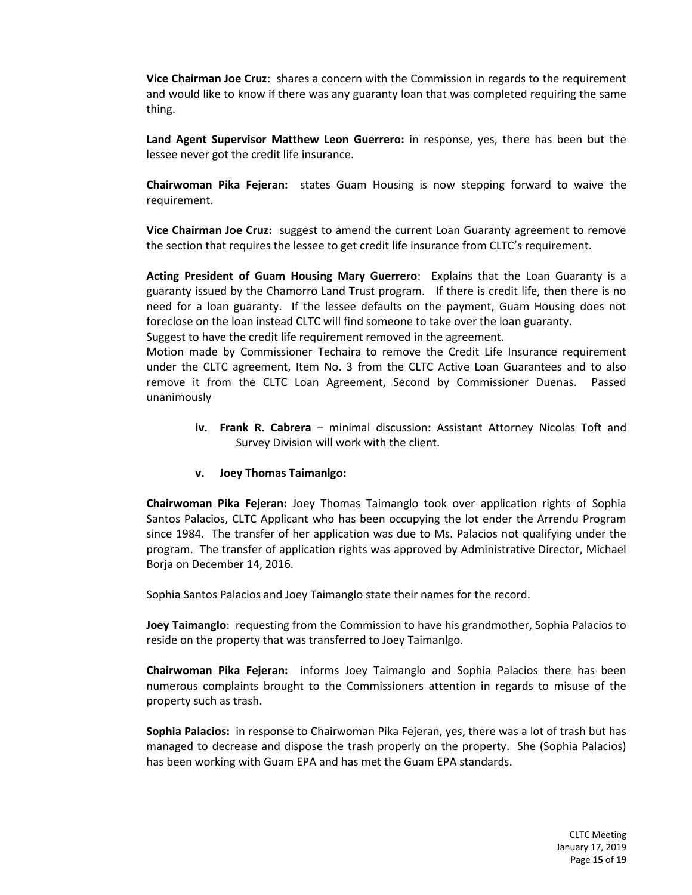**Vice Chairman Joe Cruz**: shares a concern with the Commission in regards to the requirement and would like to know if there was any guaranty loan that was completed requiring the same thing.

**Land Agent Supervisor Matthew Leon Guerrero:** in response, yes, there has been but the lessee never got the credit life insurance.

**Chairwoman Pika Fejeran:** states Guam Housing is now stepping forward to waive the requirement.

**Vice Chairman Joe Cruz:** suggest to amend the current Loan Guaranty agreement to remove the section that requires the lessee to get credit life insurance from CLTC's requirement.

**Acting President of Guam Housing Mary Guerrero**: Explains that the Loan Guaranty is a guaranty issued by the Chamorro Land Trust program. If there is credit life, then there is no need for a loan guaranty. If the lessee defaults on the payment, Guam Housing does not foreclose on the loan instead CLTC will find someone to take over the loan guaranty.
Suggest to have the credit life requirement removed in the agreement.
Motion made by Commissioner Techaira to remove the Credit Life Insurance requirement under the CLTC agreement, Item No. 3 from the CLTC Active Loan Guarantees and to also remove it from the CLTC Loan Agreement, Second by Commissioner Duenas. Passed unanimously

- **iv. Frank R. Cabrera** – minimal discussion**:** Assistant Attorney Nicolas Toft and Survey Division will work with the client.

- **v. Joey Thomas Taimanlgo:**

**Chairwoman Pika Fejeran:** Joey Thomas Taimanglo took over application rights of Sophia Santos Palacios, CLTC Applicant who has been occupying the lot ender the Arrendu Program since 1984. The transfer of her application was due to Ms. Palacios not qualifying under the program. The transfer of application rights was approved by Administrative Director, Michael Borja on December 14, 2016.

Sophia Santos Palacios and Joey Taimanglo state their names for the record.

**Joey Taimanglo**: requesting from the Commission to have his grandmother, Sophia Palacios to reside on the property that was transferred to Joey Taimanlgo.

**Chairwoman Pika Fejeran:** informs Joey Taimanglo and Sophia Palacios there has been numerous complaints brought to the Commissioners attention in regards to misuse of the property such as trash.

**Sophia Palacios:** in response to Chairwoman Pika Fejeran, yes, there was a lot of trash but has managed to decrease and dispose the trash properly on the property. She (Sophia Palacios) has been working with Guam EPA and has met the Guam EPA standards.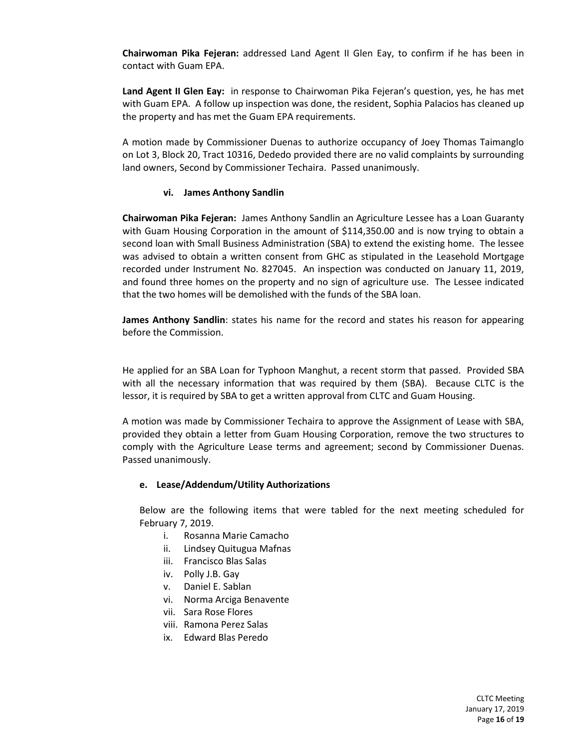**Chairwoman Pika Fejeran:** addressed Land Agent II Glen Eay, to confirm if he has been in contact with Guam EPA.

**Land Agent II Glen Eay:** in response to Chairwoman Pika Fejeran's question, yes, he has met with Guam EPA. A follow up inspection was done, the resident, Sophia Palacios has cleaned up the property and has met the Guam EPA requirements.

A motion made by Commissioner Duenas to authorize occupancy of Joey Thomas Taimanglo on Lot 3, Block 20, Tract 10316, Dededo provided there are no valid complaints by surrounding land owners, Second by Commissioner Techaira. Passed unanimously.

**vi. James Anthony Sandlin**

**Chairwoman Pika Fejeran:** James Anthony Sandlin an Agriculture Lessee has a Loan Guaranty with Guam Housing Corporation in the amount of $114,350.00 and is now trying to obtain a second loan with Small Business Administration (SBA) to extend the existing home. The lessee was advised to obtain a written consent from GHC as stipulated in the Leasehold Mortgage recorded under Instrument No. 827045. An inspection was conducted on January 11, 2019, and found three homes on the property and no sign of agriculture use. The Lessee indicated that the two homes will be demolished with the funds of the SBA loan.

**James Anthony Sandlin**: states his name for the record and states his reason for appearing before the Commission.

He applied for an SBA Loan for Typhoon Manghut, a recent storm that passed. Provided SBA with all the necessary information that was required by them (SBA). Because CLTC is the lessor, it is required by SBA to get a written approval from CLTC and Guam Housing.

A motion was made by Commissioner Techaira to approve the Assignment of Lease with SBA, provided they obtain a letter from Guam Housing Corporation, remove the two structures to comply with the Agriculture Lease terms and agreement; second by Commissioner Duenas. Passed unanimously.

**e. Lease/Addendum/Utility Authorizations**

Below are the following items that were tabled for the next meeting scheduled for February 7, 2019.

i. Rosanna Marie Camacho
ii. Lindsey Quitugua Mafnas
iii. Francisco Blas Salas
iv. Polly J.B. Gay
v. Daniel E. Sablan
vi. Norma Arciga Benavente
vii. Sara Rose Flores
viii. Ramona Perez Salas
ix. Edward Blas Peredo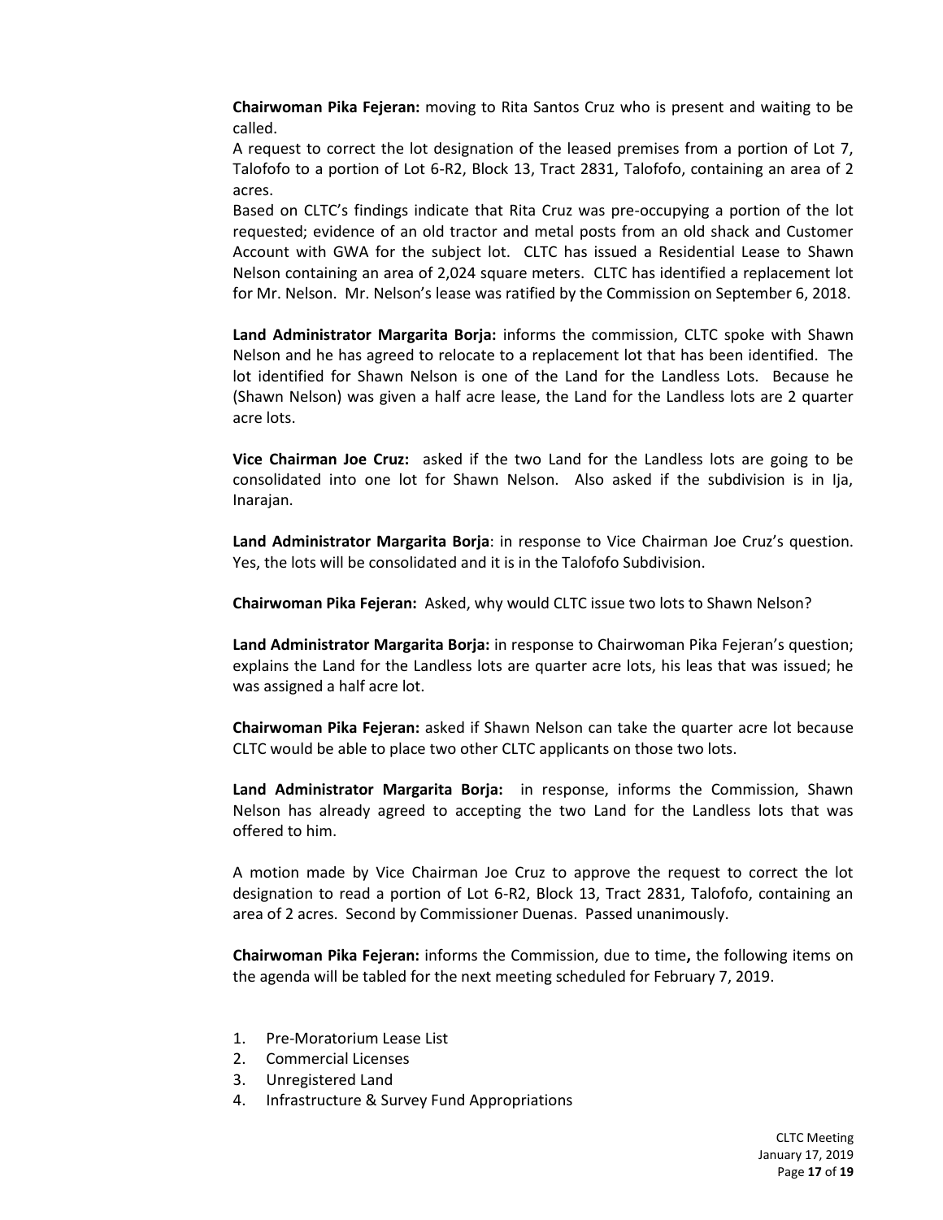**Chairwoman Pika Fejeran:** moving to Rita Santos Cruz who is present and waiting to be called.

A request to correct the lot designation of the leased premises from a portion of Lot 7, Talofofo to a portion of Lot 6-R2, Block 13, Tract 2831, Talofofo, containing an area of 2 acres.

Based on CLTC's findings indicate that Rita Cruz was pre-occupying a portion of the lot requested; evidence of an old tractor and metal posts from an old shack and Customer Account with GWA for the subject lot. CLTC has issued a Residential Lease to Shawn Nelson containing an area of 2,024 square meters. CLTC has identified a replacement lot for Mr. Nelson. Mr. Nelson's lease was ratified by the Commission on September 6, 2018.

**Land Administrator Margarita Borja:** informs the commission, CLTC spoke with Shawn Nelson and he has agreed to relocate to a replacement lot that has been identified. The lot identified for Shawn Nelson is one of the Land for the Landless Lots. Because he (Shawn Nelson) was given a half acre lease, the Land for the Landless lots are 2 quarter acre lots.

**Vice Chairman Joe Cruz:** asked if the two Land for the Landless lots are going to be consolidated into one lot for Shawn Nelson. Also asked if the subdivision is in Ija, Inarajan.

**Land Administrator Margarita Borja**: in response to Vice Chairman Joe Cruz's question. Yes, the lots will be consolidated and it is in the Talofofo Subdivision.

**Chairwoman Pika Fejeran:** Asked, why would CLTC issue two lots to Shawn Nelson?

**Land Administrator Margarita Borja:** in response to Chairwoman Pika Fejeran's question; explains the Land for the Landless lots are quarter acre lots, his leas that was issued; he was assigned a half acre lot.

**Chairwoman Pika Fejeran:** asked if Shawn Nelson can take the quarter acre lot because CLTC would be able to place two other CLTC applicants on those two lots.

**Land Administrator Margarita Borja:** in response, informs the Commission, Shawn Nelson has already agreed to accepting the two Land for the Landless lots that was offered to him.

A motion made by Vice Chairman Joe Cruz to approve the request to correct the lot designation to read a portion of Lot 6-R2, Block 13, Tract 2831, Talofofo, containing an area of 2 acres. Second by Commissioner Duenas. Passed unanimously.

**Chairwoman Pika Fejeran:** informs the Commission, due to time**,** the following items on the agenda will be tabled for the next meeting scheduled for February 7, 2019.

1. Pre-Moratorium Lease List
2. Commercial Licenses
3. Unregistered Land
4. Infrastructure & Survey Fund Appropriations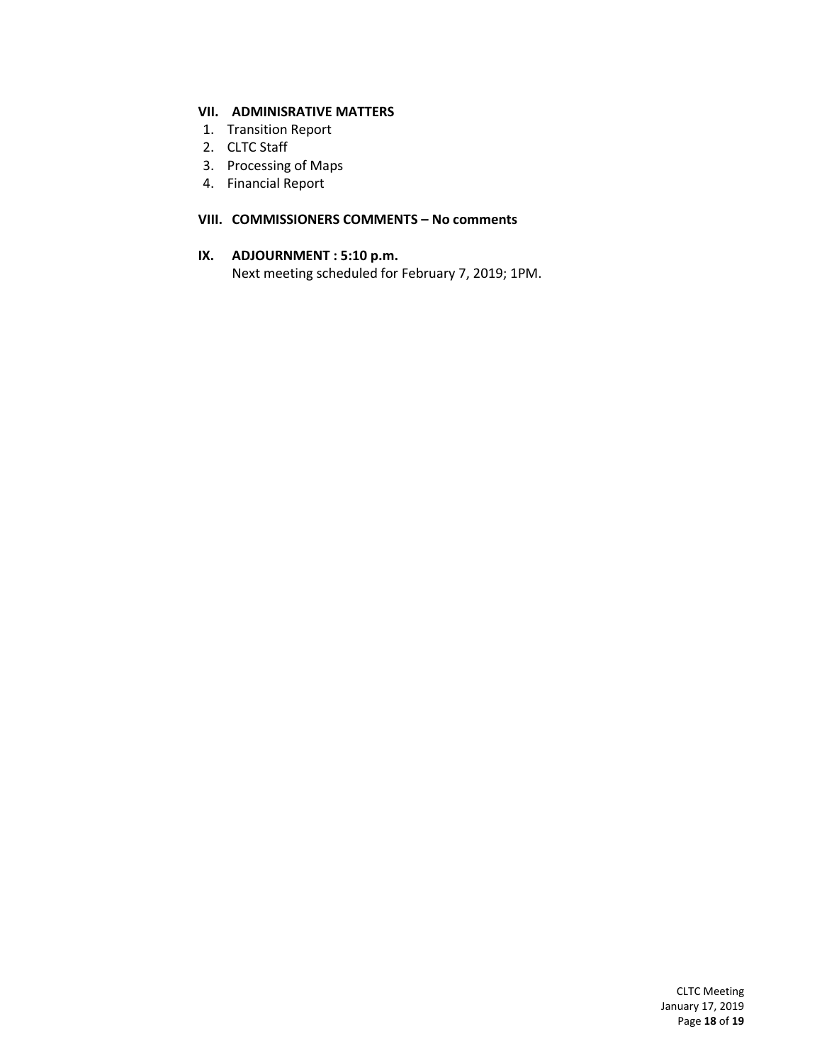### VII. ADMINISRATIVE MATTERS

1. Transition Report
2. CLTC Staff
3. Processing of Maps
4. Financial Report

### VIII. COMMISSIONERS COMMENTS – No comments

### IX. ADJOURNMENT : 5:10 p.m.

Next meeting scheduled for February 7, 2019; 1PM.